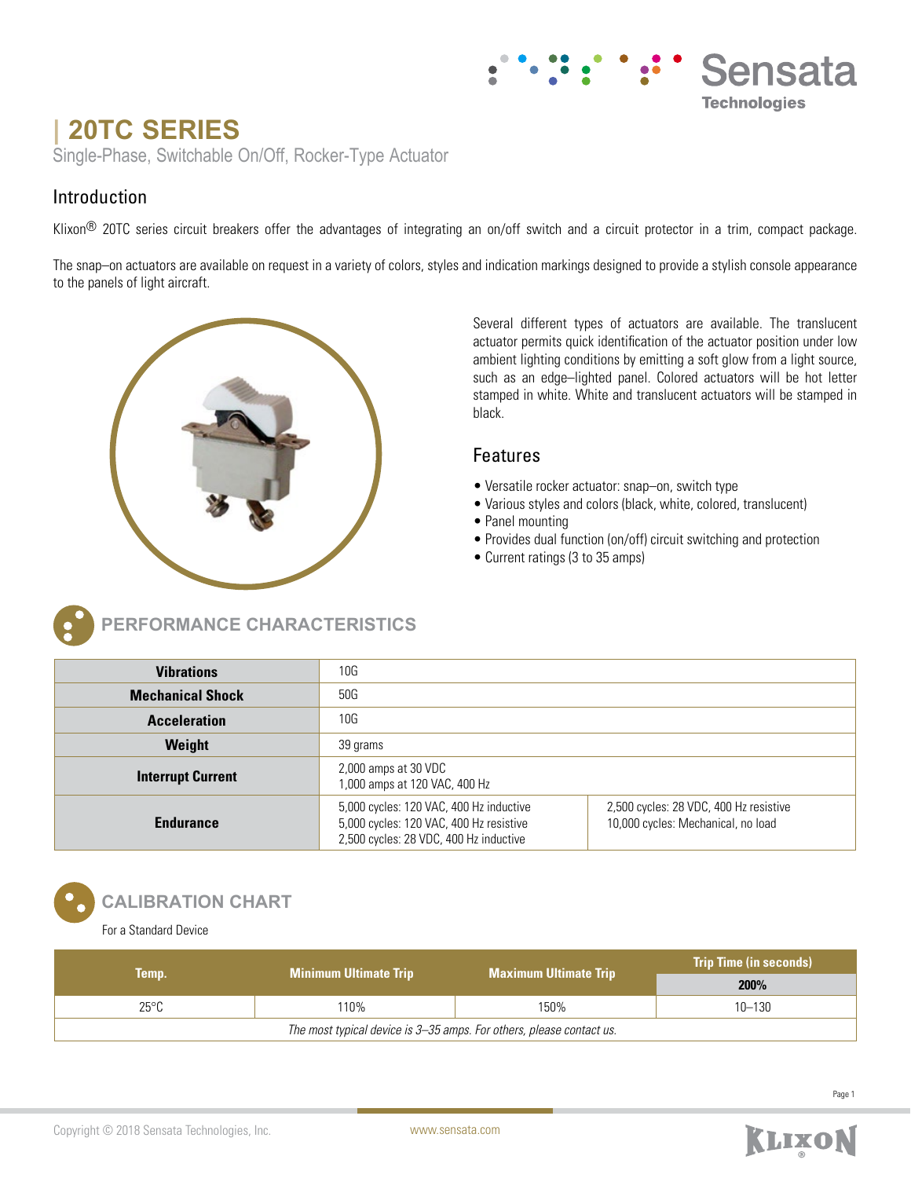# 20TC SERIES

Single-Phase, Switchable On/Off, Rocker-Type Actuator

## Introduction

Klixon® 20TC series circuit breakers offer the advantages of integrating an on/off switch and a circuit protector in a trim, compact package.

The snap–on actuators are available on request in a variety of colors, styles and indication markings designed to provide a stylish console appearance to the panels of light aircraft.

Several different types of actuators are available. The translucent actuator permits quick identification of the actuator position under low ambient lighting conditions by emitting a soft glow from a light source, such as an edge–lighted panel. Colored actuators will be hot letter stamped in white. White and translucent actuators will be stamped in black.

## Features

- Versatile rocker actuator: snap–on, switch type
- Various styles and colors (black, white, colored, translucent)
- Panel mounting
- Provides dual function (on/off) circuit switching and protection
- Current ratings (3 to 35 amps)

## PERFORMANCE CHARACTERISTICS

| | | |
|---|---|---|
| **Vibrations** | 10G | |
| **Mechanical Shock** | 50G | |
| **Acceleration** | 10G | |
| **Weight** | 39 grams | |
| **Interrupt Current** | 2,000 amps at 30 VDC<br>1,000 amps at 120 VAC, 400 Hz | |
| **Endurance** | 5,000 cycles: 120 VAC, 400 Hz inductive<br>5,000 cycles: 120 VAC, 400 Hz resistive<br>2,500 cycles: 28 VDC, 400 Hz inductive | 2,500 cycles: 28 VDC, 400 Hz resistive<br>10,000 cycles: Mechanical, no load |

## CALIBRATION CHART

For a Standard Device

| Temp. | Minimum Ultimate Trip | Maximum Ultimate Trip | Trip Time (in seconds) |
|---|---|---|---|
| | | | **200%** |
| 25°C | 110% | 150% | 10–130 |
| *The most typical device is 3–35 amps. For others, please contact us.* | | | |

Copyright © 2018 Sensata Technologies, Inc. www.sensata.com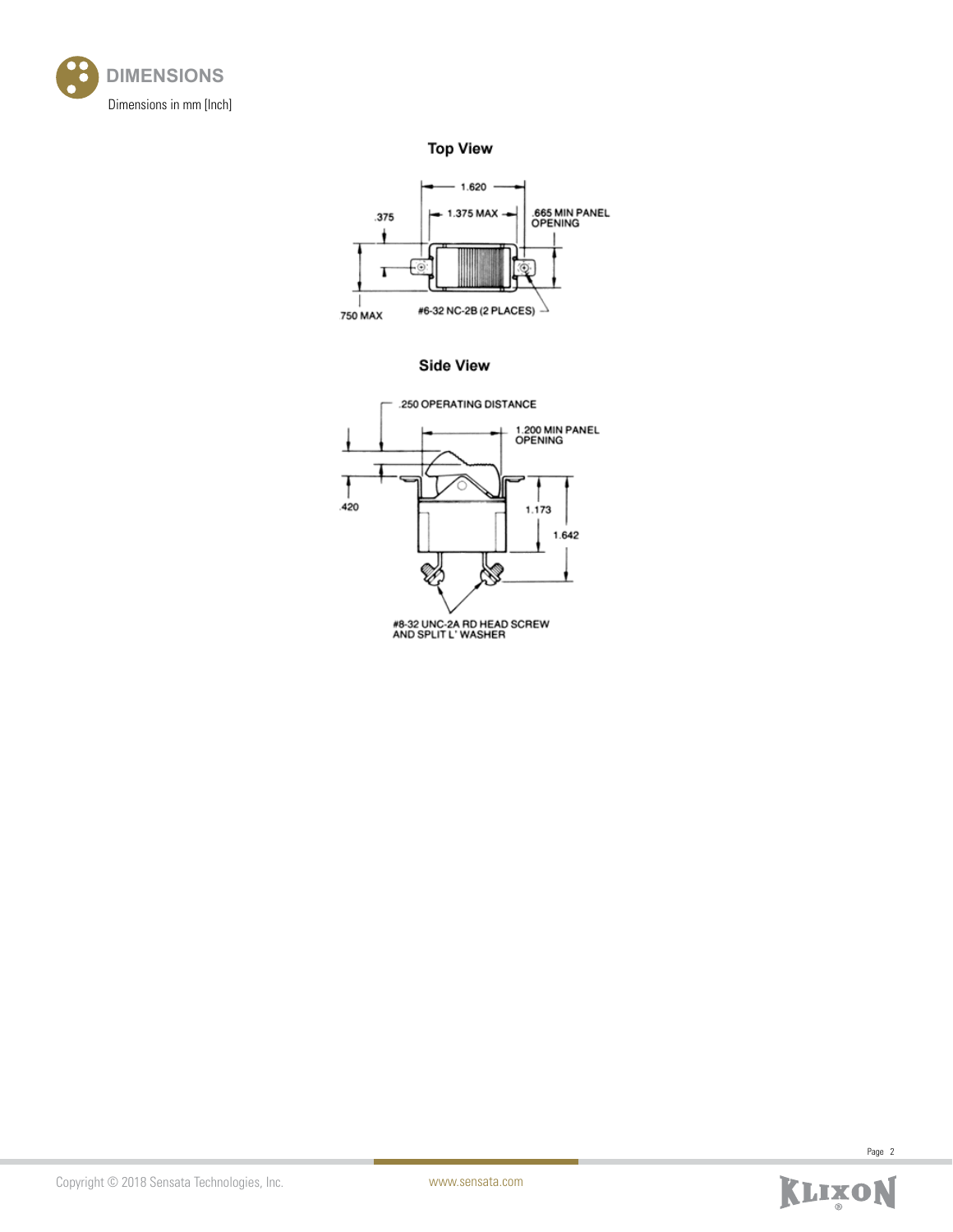## DIMENSIONS

Dimensions in mm [Inch]

### Top View

1.620

1.375 MAX

.665 MIN PANEL OPENING

.375

750 MAX

#6-32 NC-2B (2 PLACES)

### Side View

.250 OPERATING DISTANCE

1.200 MIN PANEL OPENING

.420

1.173

1.642

#8-32 UNC-2A RD HEAD SCREW AND SPLIT L' WASHER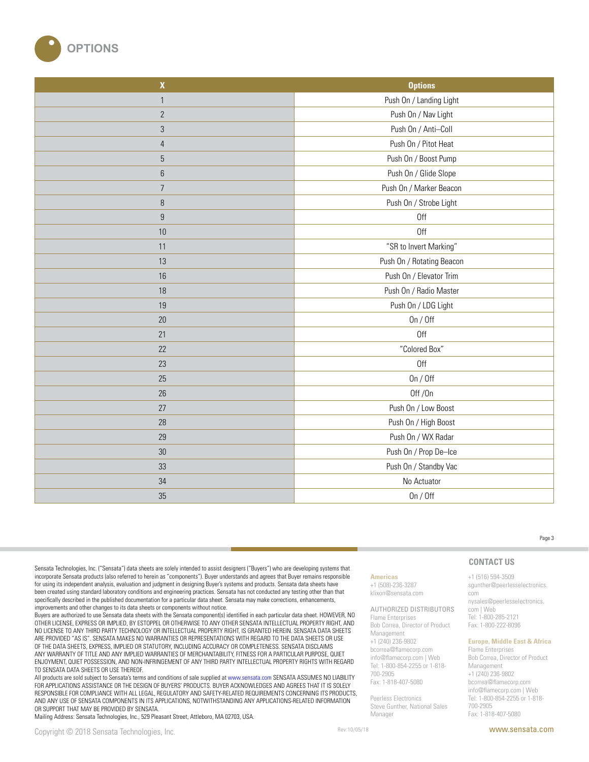## OPTIONS

| X | Options |
|---|---|
| 1 | Push On / Landing Light |
| 2 | Push On / Nav Light |
| 3 | Push On / Anti–Coll |
| 4 | Push On / Pitot Heat |
| 5 | Push On / Boost Pump |
| 6 | Push On / Glide Slope |
| 7 | Push On / Marker Beacon |
| 8 | Push On / Strobe Light |
| 9 | Off |
| 10 | Off |
| 11 | "SR to Invert Marking" |
| 13 | Push On / Rotating Beacon |
| 16 | Push On / Elevator Trim |
| 18 | Push On / Radio Master |
| 19 | Push On / LDG Light |
| 20 | On / Off |
| 21 | Off |
| 22 | "Colored Box" |
| 23 | Off |
| 25 | On / Off |
| 26 | Off /On |
| 27 | Push On / Low Boost |
| 28 | Push On / High Boost |
| 29 | Push On / WX Radar |
| 30 | Push On / Prop De–Ice |
| 33 | Push On / Standby Vac |
| 34 | No Actuator |
| 35 | On / Off |

Sensata Technologies, Inc. ("Sensata") data sheets are solely intended to assist designers ("Buyers") who are developing systems that incorporate Sensata products (also referred to herein as "components"). Buyer understands and agrees that Buyer remains responsible for using its independent analysis, evaluation and judgment in designing Buyer's systems and products. Sensata data sheets have been created using standard laboratory conditions and engineering practices. Sensata has not conducted any testing other than that specifically described in the published documentation for a particular data sheet. Sensata may make corrections, enhancements, improvements and other changes to its data sheets or components without notice.

Buyers are authorized to use Sensata data sheets with the Sensata component(s) identified in each particular data sheet. HOWEVER, NO OTHER LICENSE, EXPRESS OR IMPLIED, BY ESTOPPEL OR OTHERWISE TO ANY OTHER SENSATA INTELLECTUAL PROPERTY RIGHT, AND NO LICENSE TO ANY THIRD PARTY TECHNOLOGY OR INTELLECTUAL PROPERTY RIGHT, IS GRANTED HEREIN. SENSATA DATA SHEETS ARE PROVIDED "AS IS". SENSATA MAKES NO WARRANTIES OR REPRESENTATIONS WITH REGARD TO THE DATA SHEETS OR USE OF THE DATA SHEETS, EXPRESS, IMPLIED OR STATUTORY, INCLUDING ACCURACY OR COMPLETENESS. SENSATA DISCLAIMS ANY WARRANTY OF TITLE AND ANY IMPLIED WARRANTIES OF MERCHANTABILITY, FITNESS FOR A PARTICULAR PURPOSE, QUIET ENJOYMENT, QUIET POSSESSION, AND NON-INFRINGEMENT OF ANY THIRD PARTY INTELLECTUAL PROPERTY RIGHTS WITH REGARD TO SENSATA DATA SHEETS OR USE THEREOF.

All products are sold subject to Sensata's terms and conditions of sale supplied at www.sensata.com SENSATA ASSUMES NO LIABILITY FOR APPLICATIONS ASSISTANCE OR THE DESIGN OF BUYERS' PRODUCTS. BUYER ACKNOWLEDGES AND AGREES THAT IT IS SOLELY RESPONSIBLE FOR COMPLIANCE WITH ALL LEGAL, REGULATORY AND SAFETY-RELATED REQUIREMENTS CONCERNING ITS PRODUCTS, AND ANY USE OF SENSATA COMPONENTS IN ITS APPLICATIONS, NOTWITHSTANDING ANY APPLICATIONS-RELATED INFORMATION OR SUPPORT THAT MAY BE PROVIDED BY SENSATA.

Mailing Address: Sensata Technologies, Inc., 529 Pleasant Street, Attleboro, MA 02703, USA.

### CONTACT US

**Americas**
+1 (508)-236-3287
klixon@sensata.com

AUTHORIZED DISTRIBUTORS
Flame Enterprises
Bob Correa, Director of Product Management
+1 (240) 236-9802
bcorrea@flamecorp.com
info@flamecorp.com | Web
Tel: 1-800-854-2255 or 1-818-700-2905
Fax: 1-818-407-5080

Peerless Electronics
Steve Gunther, National Sales Manager
+1 (516) 594-3509
sgunther@peerlesselectronics.com
nysales@peerlesselectronics.com | Web
Tel: 1-800-285-2121
Fax: 1-800-222-8096

**Europe, Middle East & Africa**
Flame Enterprises
Bob Correa, Director of Product Management
+1 (240) 236-9802
bcorrea@flamecorp.com
info@flamecorp.com | Web
Tel: 1-800-854-2255 or 1-818-700-2905
Fax: 1-818-407-5080

Copyright © 2018 Sensata Technologies, Inc.

Rev:10/05/18

www.sensata.com